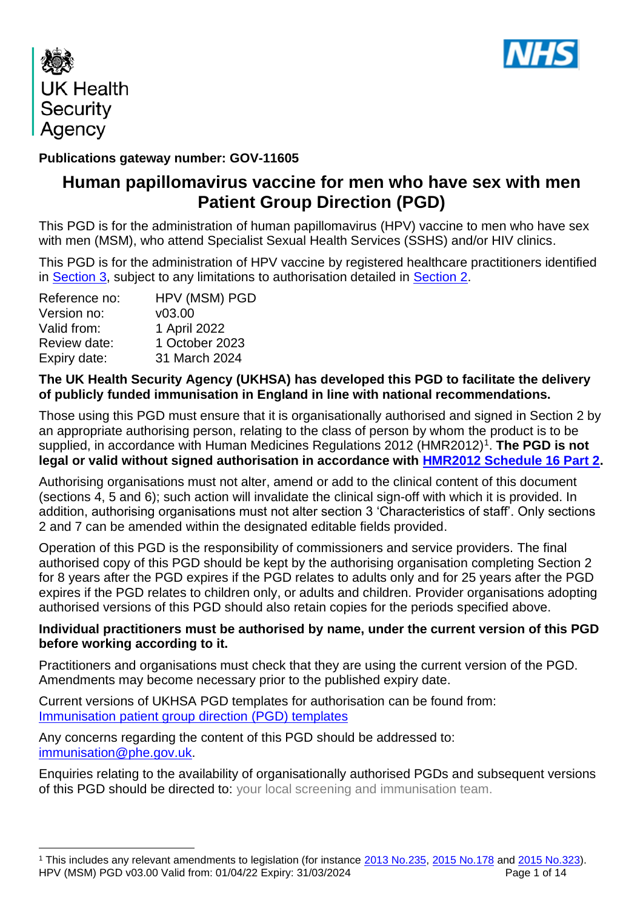UK Health Security Agency

**Publications gateway number: GOV-11605**

# Human papillomavirus vaccine for men who have sex with men Patient Group Direction (PGD)

This PGD is for the administration of human papillomavirus (HPV) vaccine to men who have sex with men (MSM), who attend Specialist Sexual Health Services (SSHS) and/or HIV clinics.

This PGD is for the administration of HPV vaccine by registered healthcare practitioners identified in Section 3, subject to any limitations to authorisation detailed in Section 2.

| | |
|---|---|
| Reference no: | HPV (MSM) PGD |
| Version no: | v03.00 |
| Valid from: | 1 April 2022 |
| Review date: | 1 October 2023 |
| Expiry date: | 31 March 2024 |

**The UK Health Security Agency (UKHSA) has developed this PGD to facilitate the delivery of publicly funded immunisation in England in line with national recommendations.**

Those using this PGD must ensure that it is organisationally authorised and signed in Section 2 by an appropriate authorising person, relating to the class of person by whom the product is to be supplied, in accordance with Human Medicines Regulations 2012 (HMR2012)[1]. **The PGD is not legal or valid without signed authorisation in accordance with HMR2012 Schedule 16 Part 2.**

Authorising organisations must not alter, amend or add to the clinical content of this document (sections 4, 5 and 6); such action will invalidate the clinical sign-off with which it is provided. In addition, authorising organisations must not alter section 3 'Characteristics of staff'. Only sections 2 and 7 can be amended within the designated editable fields provided.

Operation of this PGD is the responsibility of commissioners and service providers. The final authorised copy of this PGD should be kept by the authorising organisation completing Section 2 for 8 years after the PGD expires if the PGD relates to adults only and for 25 years after the PGD expires if the PGD relates to children only, or adults and children. Provider organisations adopting authorised versions of this PGD should also retain copies for the periods specified above.

**Individual practitioners must be authorised by name, under the current version of this PGD before working according to it.**

Practitioners and organisations must check that they are using the current version of the PGD. Amendments may become necessary prior to the published expiry date.

Current versions of UKHSA PGD templates for authorisation can be found from: Immunisation patient group direction (PGD) templates

Any concerns regarding the content of this PGD should be addressed to: immunisation@phe.gov.uk.

Enquiries relating to the availability of organisationally authorised PGDs and subsequent versions of this PGD should be directed to: your local screening and immunisation team.

[1] This includes any relevant amendments to legislation (for instance 2013 No.235, 2015 No.178 and 2015 No.323).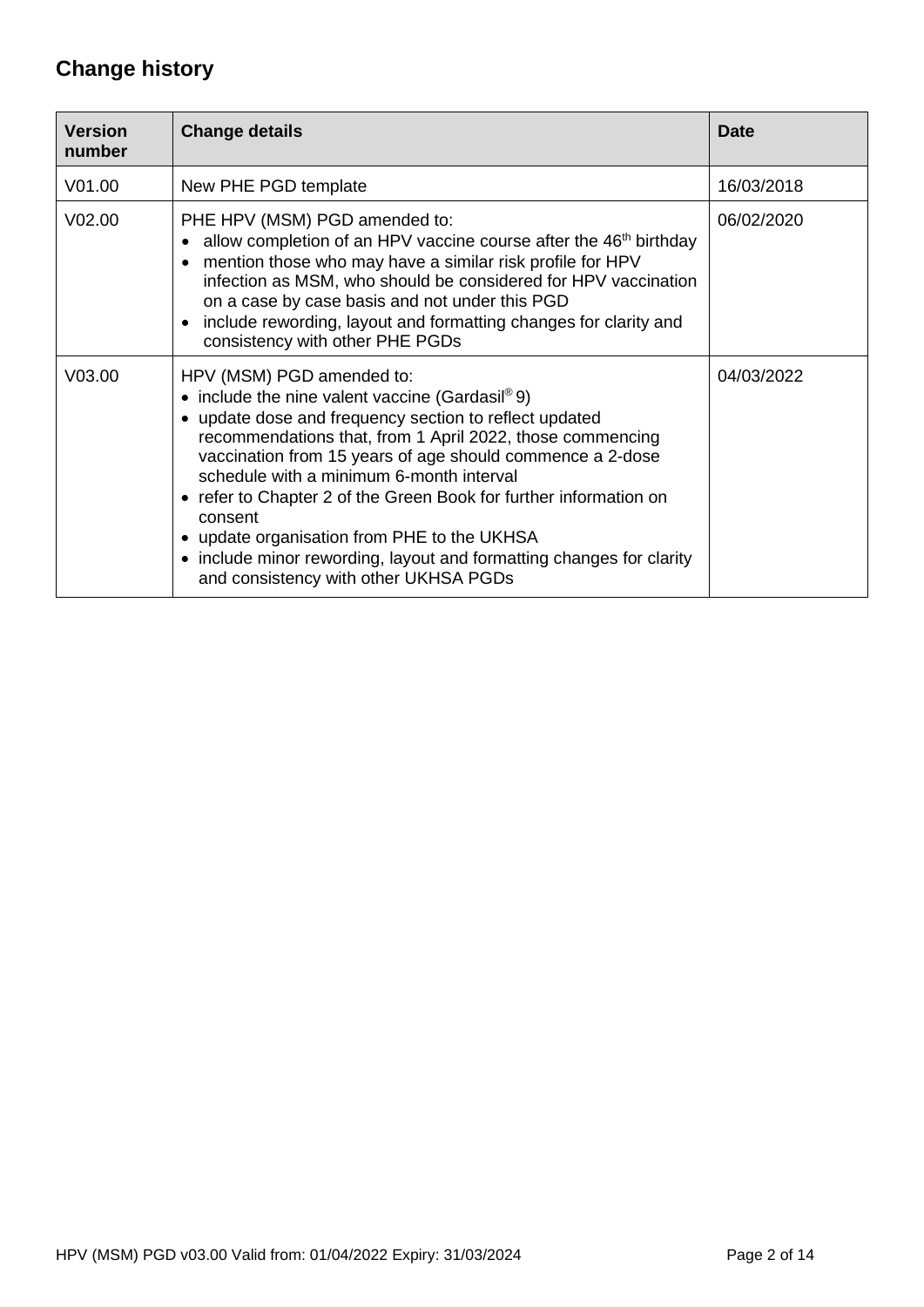## Change history

| Version number | Change details | Date |
|---|---|---|
| V01.00 | New PHE PGD template | 16/03/2018 |
| V02.00 | PHE HPV (MSM) PGD amended to:<br>• allow completion of an HPV vaccine course after the 46th birthday<br>• mention those who may have a similar risk profile for HPV infection as MSM, who should be considered for HPV vaccination on a case by case basis and not under this PGD<br>• include rewording, layout and formatting changes for clarity and consistency with other PHE PGDs | 06/02/2020 |
| V03.00 | HPV (MSM) PGD amended to:<br>• include the nine valent vaccine (Gardasil® 9)<br>• update dose and frequency section to reflect updated recommendations that, from 1 April 2022, those commencing vaccination from 15 years of age should commence a 2-dose schedule with a minimum 6-month interval<br>• refer to Chapter 2 of the Green Book for further information on consent<br>• update organisation from PHE to the UKHSA<br>• include minor rewording, layout and formatting changes for clarity and consistency with other UKHSA PGDs | 04/03/2022 |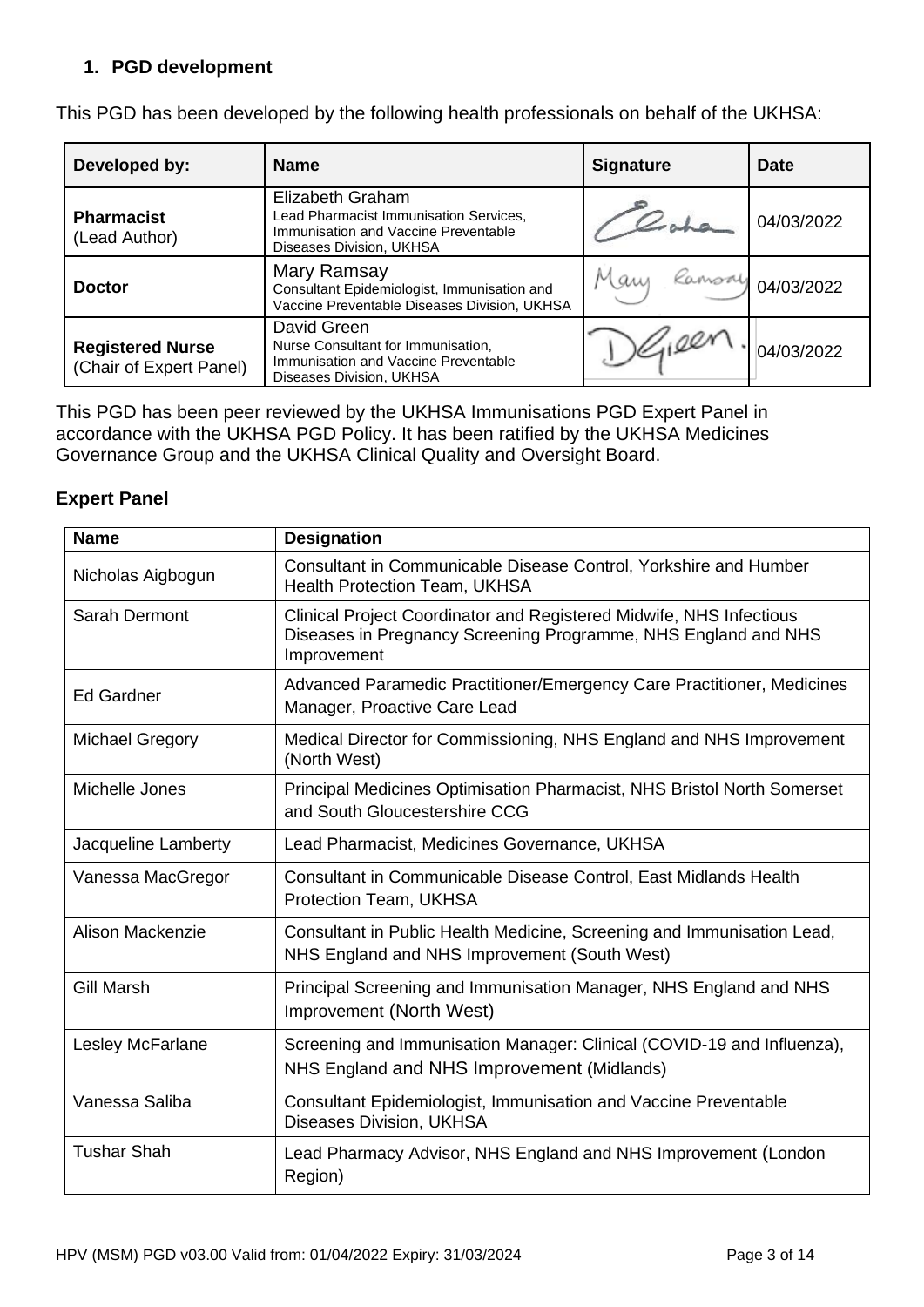## 1. PGD development

This PGD has been developed by the following health professionals on behalf of the UKHSA:

| Developed by: | Name | Signature | Date |
|---|---|---|---|
| **Pharmacist** (Lead Author) | Elizabeth Graham<br>Lead Pharmacist Immunisation Services, Immunisation and Vaccine Preventable Diseases Division, UKHSA | | 04/03/2022 |
| **Doctor** | Mary Ramsay<br>Consultant Epidemiologist, Immunisation and Vaccine Preventable Diseases Division, UKHSA | | 04/03/2022 |
| **Registered Nurse** (Chair of Expert Panel) | David Green<br>Nurse Consultant for Immunisation, Immunisation and Vaccine Preventable Diseases Division, UKHSA | | 04/03/2022 |

This PGD has been peer reviewed by the UKHSA Immunisations PGD Expert Panel in accordance with the UKHSA PGD Policy. It has been ratified by the UKHSA Medicines Governance Group and the UKHSA Clinical Quality and Oversight Board.

### Expert Panel

| Name | Designation |
|---|---|
| Nicholas Aigbogun | Consultant in Communicable Disease Control, Yorkshire and Humber Health Protection Team, UKHSA |
| Sarah Dermont | Clinical Project Coordinator and Registered Midwife, NHS Infectious Diseases in Pregnancy Screening Programme, NHS England and NHS Improvement |
| Ed Gardner | Advanced Paramedic Practitioner/Emergency Care Practitioner, Medicines Manager, Proactive Care Lead |
| Michael Gregory | Medical Director for Commissioning, NHS England and NHS Improvement (North West) |
| Michelle Jones | Principal Medicines Optimisation Pharmacist, NHS Bristol North Somerset and South Gloucestershire CCG |
| Jacqueline Lamberty | Lead Pharmacist, Medicines Governance, UKHSA |
| Vanessa MacGregor | Consultant in Communicable Disease Control, East Midlands Health Protection Team, UKHSA |
| Alison Mackenzie | Consultant in Public Health Medicine, Screening and Immunisation Lead, NHS England and NHS Improvement (South West) |
| Gill Marsh | Principal Screening and Immunisation Manager, NHS England and NHS Improvement (North West) |
| Lesley McFarlane | Screening and Immunisation Manager: Clinical (COVID-19 and Influenza), NHS England and NHS Improvement (Midlands) |
| Vanessa Saliba | Consultant Epidemiologist, Immunisation and Vaccine Preventable Diseases Division, UKHSA |
| Tushar Shah | Lead Pharmacy Advisor, NHS England and NHS Improvement (London Region) |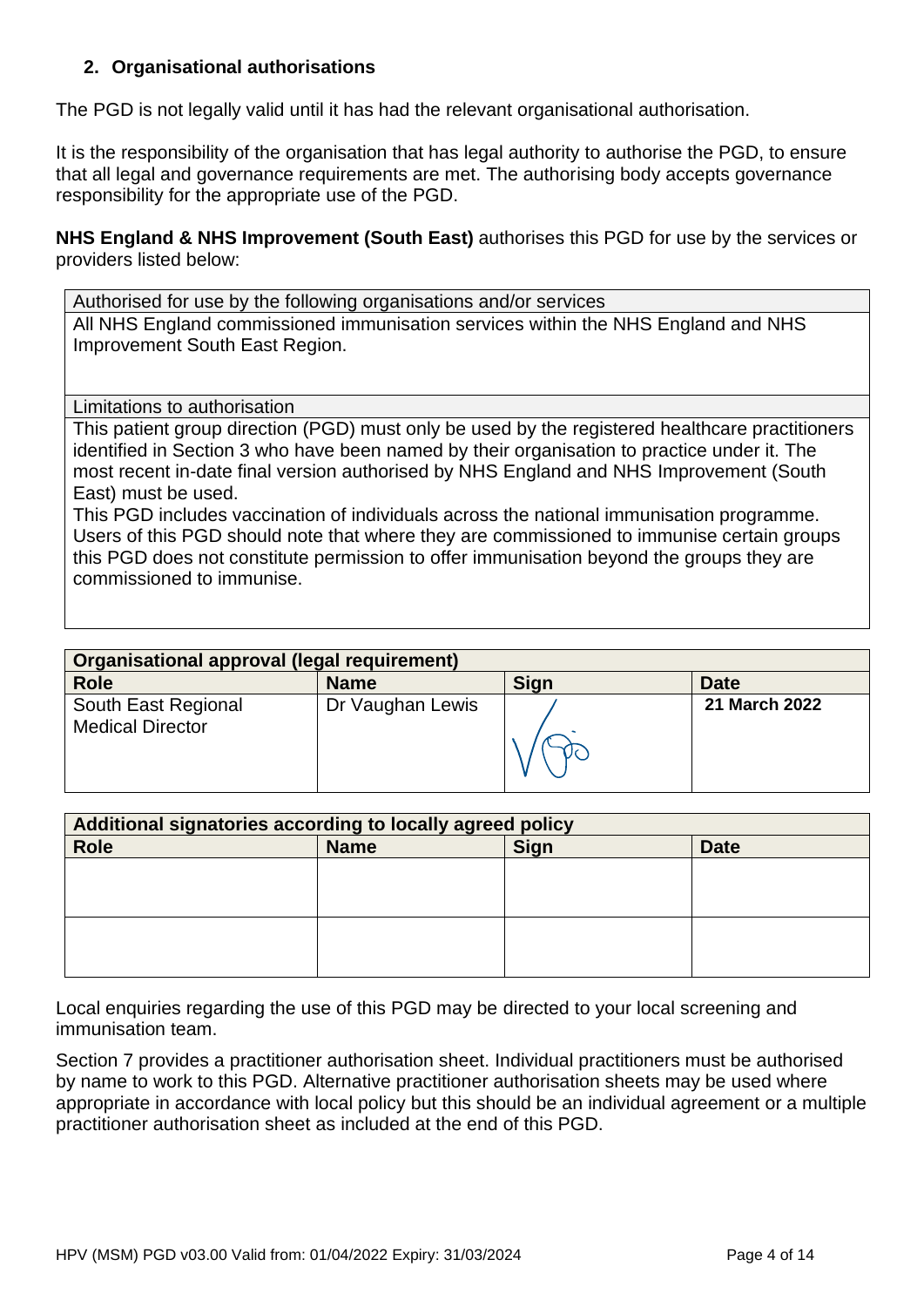## 2. Organisational authorisations

The PGD is not legally valid until it has had the relevant organisational authorisation.

It is the responsibility of the organisation that has legal authority to authorise the PGD, to ensure that all legal and governance requirements are met. The authorising body accepts governance responsibility for the appropriate use of the PGD.

**NHS England & NHS Improvement (South East)** authorises this PGD for use by the services or providers listed below:

| Authorised for use by the following organisations and/or services |
|---|
| All NHS England commissioned immunisation services within the NHS England and NHS Improvement South East Region. |
| Limitations to authorisation |
| This patient group direction (PGD) must only be used by the registered healthcare practitioners identified in Section 3 who have been named by their organisation to practice under it. The most recent in-date final version authorised by NHS England and NHS Improvement (South East) must be used.<br>This PGD includes vaccination of individuals across the national immunisation programme. Users of this PGD should note that where they are commissioned to immunise certain groups this PGD does not constitute permission to offer immunisation beyond the groups they are commissioned to immunise. |

| **Organisational approval (legal requirement)** | | | |
|---|---|---|---|
| **Role** | **Name** | **Sign** | **Date** |
| South East Regional Medical Director | Dr Vaughan Lewis | [signature] | **21 March 2022** |

| **Additional signatories according to locally agreed policy** | | | |
|---|---|---|---|
| **Role** | **Name** | **Sign** | **Date** |
| | | | |
| | | | |

Local enquiries regarding the use of this PGD may be directed to your local screening and immunisation team.

Section 7 provides a practitioner authorisation sheet. Individual practitioners must be authorised by name to work to this PGD. Alternative practitioner authorisation sheets may be used where appropriate in accordance with local policy but this should be an individual agreement or a multiple practitioner authorisation sheet as included at the end of this PGD.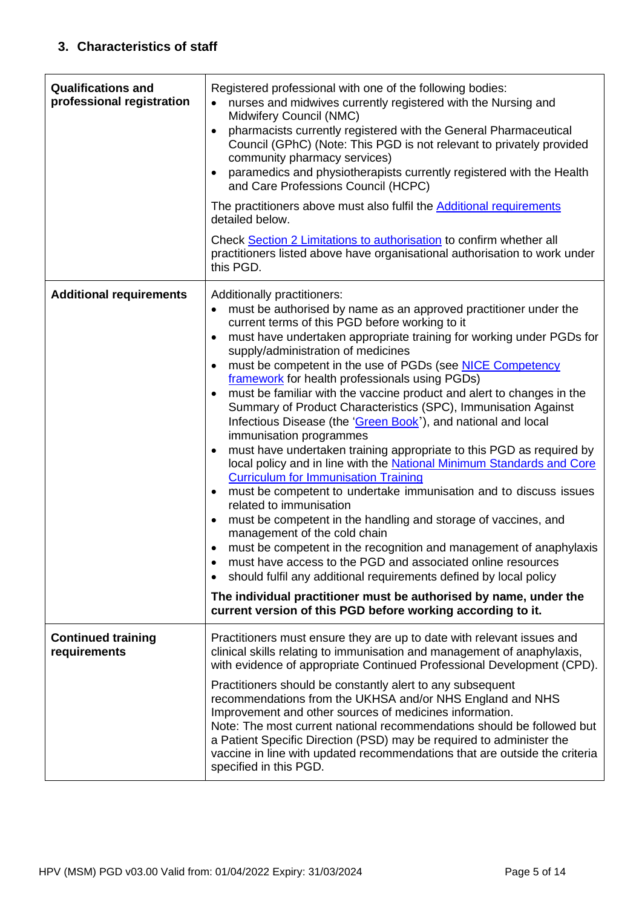## 3. Characteristics of staff

| | |
|---|---|
| **Qualifications and professional registration** | Registered professional with one of the following bodies:<br>• nurses and midwives currently registered with the Nursing and Midwifery Council (NMC)<br>• pharmacists currently registered with the General Pharmaceutical Council (GPhC) (Note: This PGD is not relevant to privately provided community pharmacy services)<br>• paramedics and physiotherapists currently registered with the Health and Care Professions Council (HCPC)<br><br>The practitioners above must also fulfil the Additional requirements detailed below.<br><br>Check Section 2 Limitations to authorisation to confirm whether all practitioners listed above have organisational authorisation to work under this PGD. |
| **Additional requirements** | Additionally practitioners:<br>• must be authorised by name as an approved practitioner under the current terms of this PGD before working to it<br>• must have undertaken appropriate training for working under PGDs for supply/administration of medicines<br>• must be competent in the use of PGDs (see NICE Competency framework for health professionals using PGDs)<br>• must be familiar with the vaccine product and alert to changes in the Summary of Product Characteristics (SPC), Immunisation Against Infectious Disease (the 'Green Book'), and national and local immunisation programmes<br>• must have undertaken training appropriate to this PGD as required by local policy and in line with the National Minimum Standards and Core Curriculum for Immunisation Training<br>• must be competent to undertake immunisation and to discuss issues related to immunisation<br>• must be competent in the handling and storage of vaccines, and management of the cold chain<br>• must be competent in the recognition and management of anaphylaxis<br>• must have access to the PGD and associated online resources<br>• should fulfil any additional requirements defined by local policy<br><br>**The individual practitioner must be authorised by name, under the current version of this PGD before working according to it.** |
| **Continued training requirements** | Practitioners must ensure they are up to date with relevant issues and clinical skills relating to immunisation and management of anaphylaxis, with evidence of appropriate Continued Professional Development (CPD).<br><br>Practitioners should be constantly alert to any subsequent recommendations from the UKHSA and/or NHS England and NHS Improvement and other sources of medicines information.<br>Note: The most current national recommendations should be followed but a Patient Specific Direction (PSD) may be required to administer the vaccine in line with updated recommendations that are outside the criteria specified in this PGD. |

HPV (MSM) PGD v03.00 Valid from: 01/04/2022 Expiry: 31/03/2024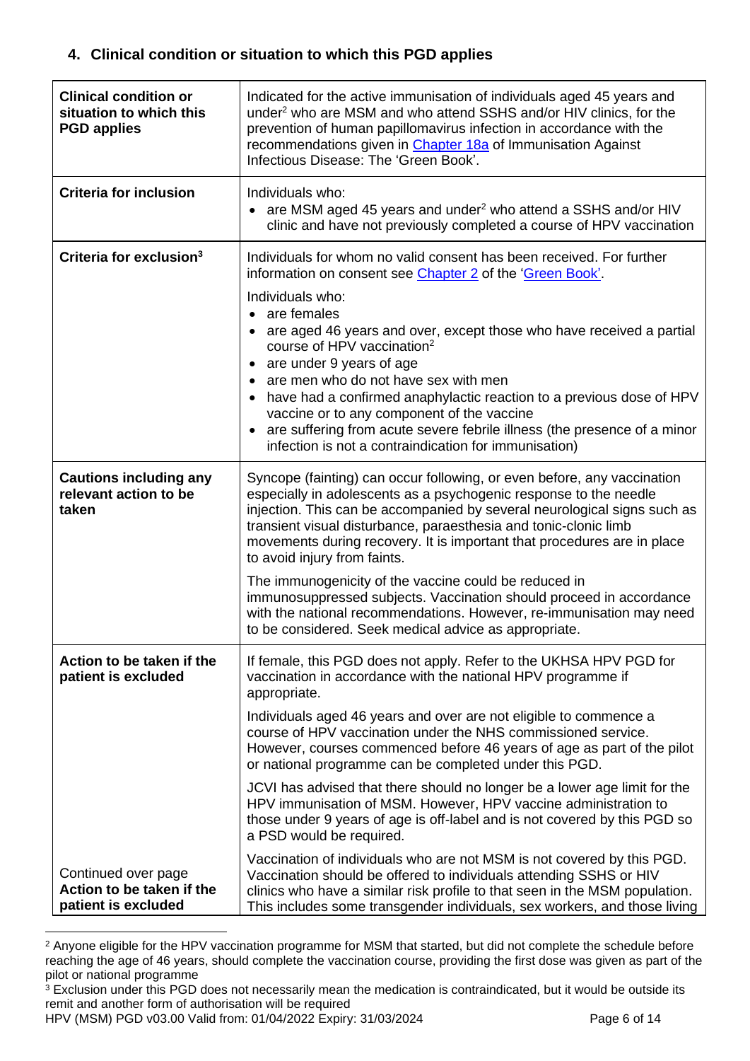## 4. Clinical condition or situation to which this PGD applies

| | |
|---|---|
| **Clinical condition or situation to which this PGD applies** | Indicated for the active immunisation of individuals aged 45 years and under[2] who are MSM and who attend SSHS and/or HIV clinics, for the prevention of human papillomavirus infection in accordance with the recommendations given in Chapter 18a of Immunisation Against Infectious Disease: The 'Green Book'. |
| **Criteria for inclusion** | Individuals who:<br>• are MSM aged 45 years and under[2] who attend a SSHS and/or HIV clinic and have not previously completed a course of HPV vaccination |
| **Criteria for exclusion[3]** | Individuals for whom no valid consent has been received. For further information on consent see Chapter 2 of the 'Green Book'.<br><br>Individuals who:<br>• are females<br>• are aged 46 years and over, except those who have received a partial course of HPV vaccination[2]<br>• are under 9 years of age<br>• are men who do not have sex with men<br>• have had a confirmed anaphylactic reaction to a previous dose of HPV vaccine or to any component of the vaccine<br>• are suffering from acute severe febrile illness (the presence of a minor infection is not a contraindication for immunisation) |
| **Cautions including any relevant action to be taken** | Syncope (fainting) can occur following, or even before, any vaccination especially in adolescents as a psychogenic response to the needle injection. This can be accompanied by several neurological signs such as transient visual disturbance, paraesthesia and tonic-clonic limb movements during recovery. It is important that procedures are in place to avoid injury from faints.<br><br>The immunogenicity of the vaccine could be reduced in immunosuppressed subjects. Vaccination should proceed in accordance with the national recommendations. However, re-immunisation may need to be considered. Seek medical advice as appropriate. |
| **Action to be taken if the patient is excluded** | If female, this PGD does not apply. Refer to the UKHSA HPV PGD for vaccination in accordance with the national HPV programme if appropriate.<br><br>Individuals aged 46 years and over are not eligible to commence a course of HPV vaccination under the NHS commissioned service. However, courses commenced before 46 years of age as part of the pilot or national programme can be completed under this PGD.<br><br>JCVI has advised that there should no longer be a lower age limit for the HPV immunisation of MSM. However, HPV vaccine administration to those under 9 years of age is off-label and is not covered by this PGD so a PSD would be required. |
| Continued over page<br>**Action to be taken if the patient is excluded** | Vaccination of individuals who are not MSM is not covered by this PGD. Vaccination should be offered to individuals attending SSHS or HIV clinics who have a similar risk profile to that seen in the MSM population. This includes some transgender individuals, sex workers, and those living |

[2] Anyone eligible for the HPV vaccination programme for MSM that started, but did not complete the schedule before reaching the age of 46 years, should complete the vaccination course, providing the first dose was given as part of the pilot or national programme

[3] Exclusion under this PGD does not necessarily mean the medication is contraindicated, but it would be outside its remit and another form of authorisation will be required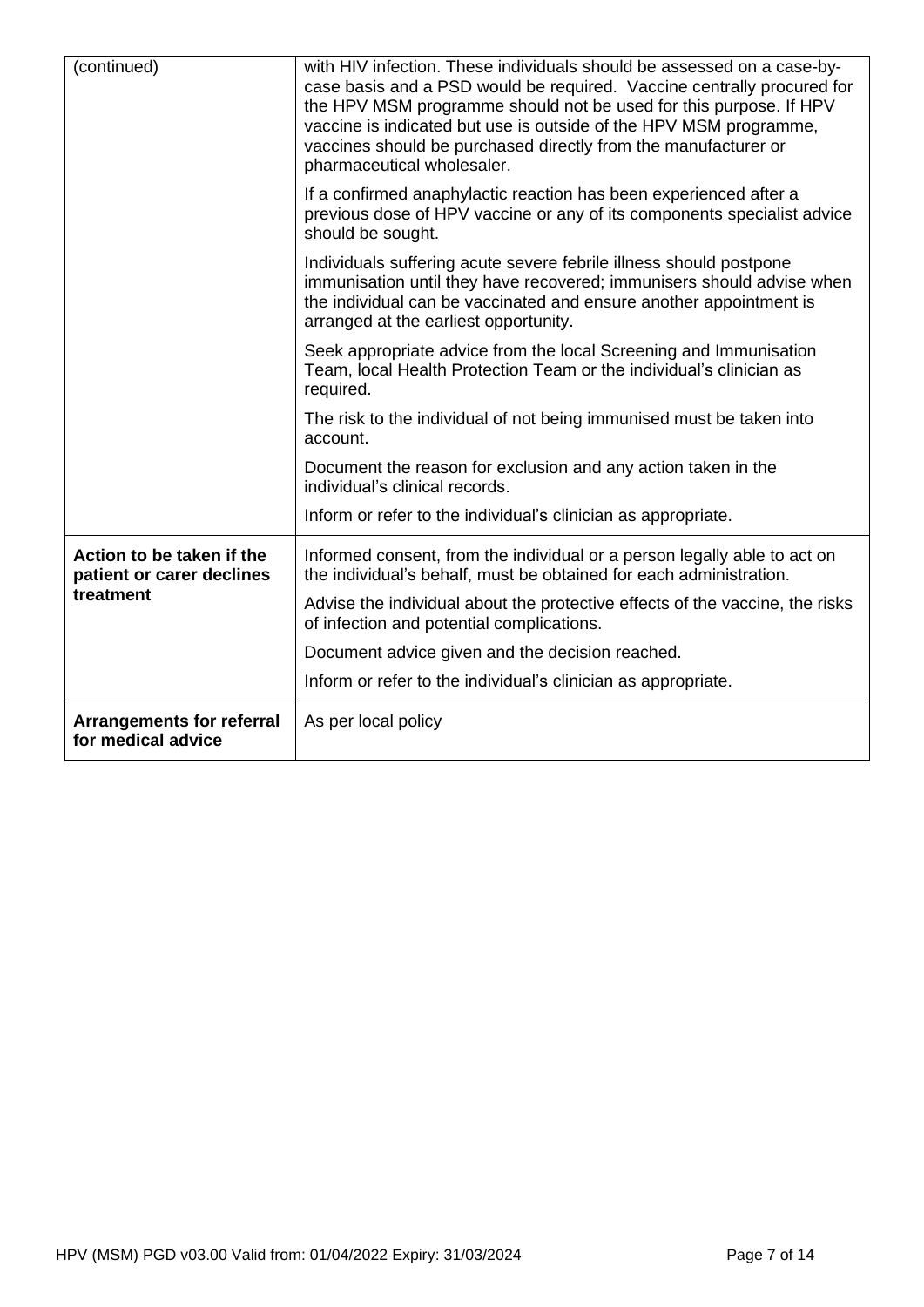| | |
|---|---|
| (continued) | with HIV infection. These individuals should be assessed on a case-by-case basis and a PSD would be required. Vaccine centrally procured for the HPV MSM programme should not be used for this purpose. If HPV vaccine is indicated but use is outside of the HPV MSM programme, vaccines should be purchased directly from the manufacturer or pharmaceutical wholesaler.<br><br>If a confirmed anaphylactic reaction has been experienced after a previous dose of HPV vaccine or any of its components specialist advice should be sought.<br><br>Individuals suffering acute severe febrile illness should postpone immunisation until they have recovered; immunisers should advise when the individual can be vaccinated and ensure another appointment is arranged at the earliest opportunity.<br><br>Seek appropriate advice from the local Screening and Immunisation Team, local Health Protection Team or the individual's clinician as required.<br><br>The risk to the individual of not being immunised must be taken into account.<br><br>Document the reason for exclusion and any action taken in the individual's clinical records.<br><br>Inform or refer to the individual's clinician as appropriate. |
| **Action to be taken if the patient or carer declines treatment** | Informed consent, from the individual or a person legally able to act on the individual's behalf, must be obtained for each administration.<br><br>Advise the individual about the protective effects of the vaccine, the risks of infection and potential complications.<br><br>Document advice given and the decision reached.<br><br>Inform or refer to the individual's clinician as appropriate. |
| **Arrangements for referral for medical advice** | As per local policy |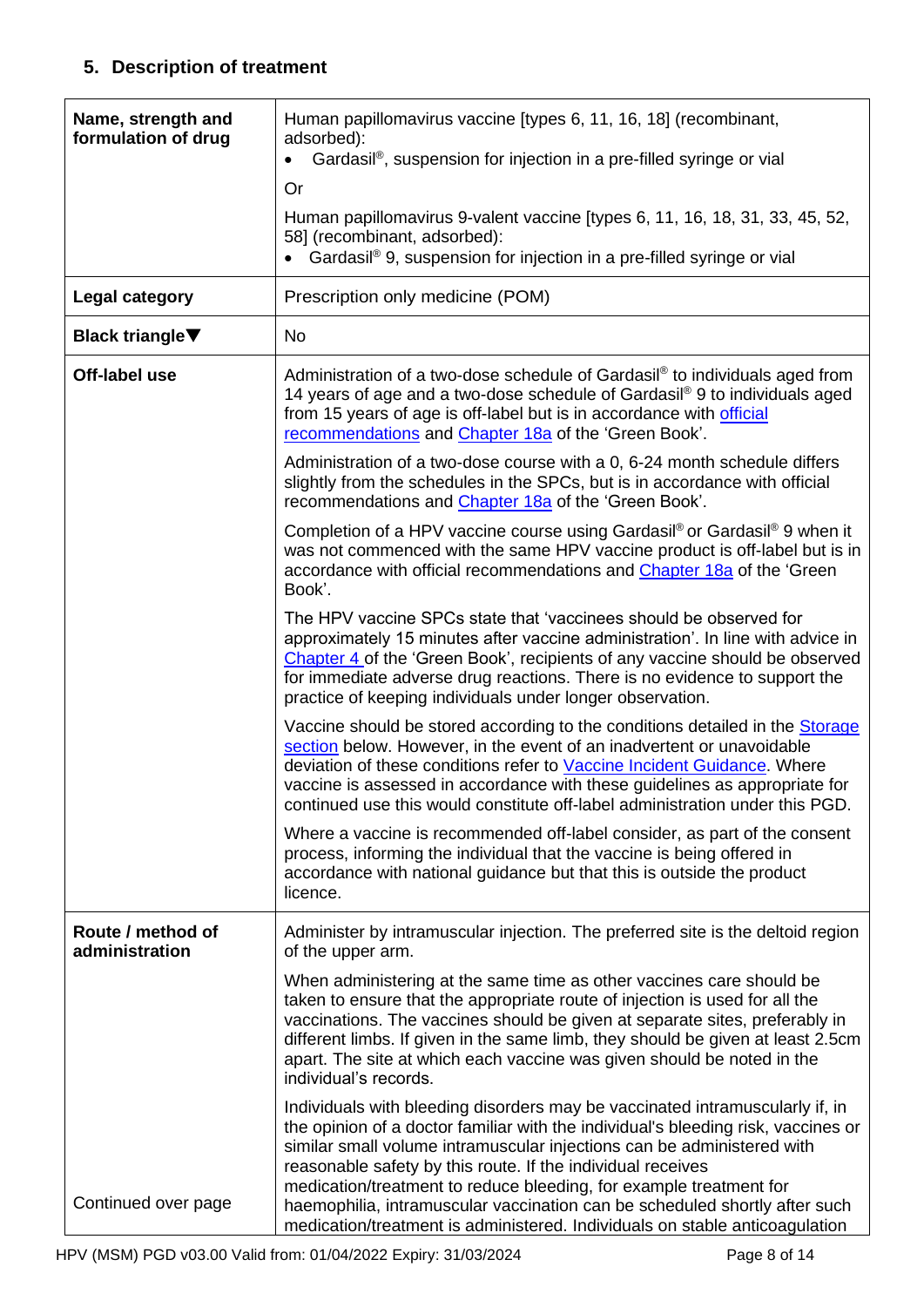## 5. Description of treatment

| | |
|---|---|
| **Name, strength and formulation of drug** | Human papillomavirus vaccine [types 6, 11, 16, 18] (recombinant, adsorbed):<br>• Gardasil®, suspension for injection in a pre-filled syringe or vial<br><br>Or<br><br>Human papillomavirus 9-valent vaccine [types 6, 11, 16, 18, 31, 33, 45, 52, 58] (recombinant, adsorbed):<br>• Gardasil® 9, suspension for injection in a pre-filled syringe or vial |
| **Legal category** | Prescription only medicine (POM) |
| **Black triangle▼** | No |
| **Off-label use** | Administration of a two-dose schedule of Gardasil® to individuals aged from 14 years of age and a two-dose schedule of Gardasil® 9 to individuals aged from 15 years of age is off-label but is in accordance with official recommendations and Chapter 18a of the 'Green Book'.<br><br>Administration of a two-dose course with a 0, 6-24 month schedule differs slightly from the schedules in the SPCs, but is in accordance with official recommendations and Chapter 18a of the 'Green Book'.<br><br>Completion of a HPV vaccine course using Gardasil® or Gardasil® 9 when it was not commenced with the same HPV vaccine product is off-label but is in accordance with official recommendations and Chapter 18a of the 'Green Book'.<br><br>The HPV vaccine SPCs state that 'vaccinees should be observed for approximately 15 minutes after vaccine administration'. In line with advice in Chapter 4 of the 'Green Book', recipients of any vaccine should be observed for immediate adverse drug reactions. There is no evidence to support the practice of keeping individuals under longer observation.<br><br>Vaccine should be stored according to the conditions detailed in the Storage section below. However, in the event of an inadvertent or unavoidable deviation of these conditions refer to Vaccine Incident Guidance. Where vaccine is assessed in accordance with these guidelines as appropriate for continued use this would constitute off-label administration under this PGD.<br><br>Where a vaccine is recommended off-label consider, as part of the consent process, informing the individual that the vaccine is being offered in accordance with national guidance but that this is outside the product licence. |
| **Route / method of administration**<br><br>Continued over page | Administer by intramuscular injection. The preferred site is the deltoid region of the upper arm.<br><br>When administering at the same time as other vaccines care should be taken to ensure that the appropriate route of injection is used for all the vaccinations. The vaccines should be given at separate sites, preferably in different limbs. If given in the same limb, they should be given at least 2.5cm apart. The site at which each vaccine was given should be noted in the individual's records.<br><br>Individuals with bleeding disorders may be vaccinated intramuscularly if, in the opinion of a doctor familiar with the individual's bleeding risk, vaccines or similar small volume intramuscular injections can be administered with reasonable safety by this route. If the individual receives medication/treatment to reduce bleeding, for example treatment for haemophilia, intramuscular vaccination can be scheduled shortly after such medication/treatment is administered. Individuals on stable anticoagulation |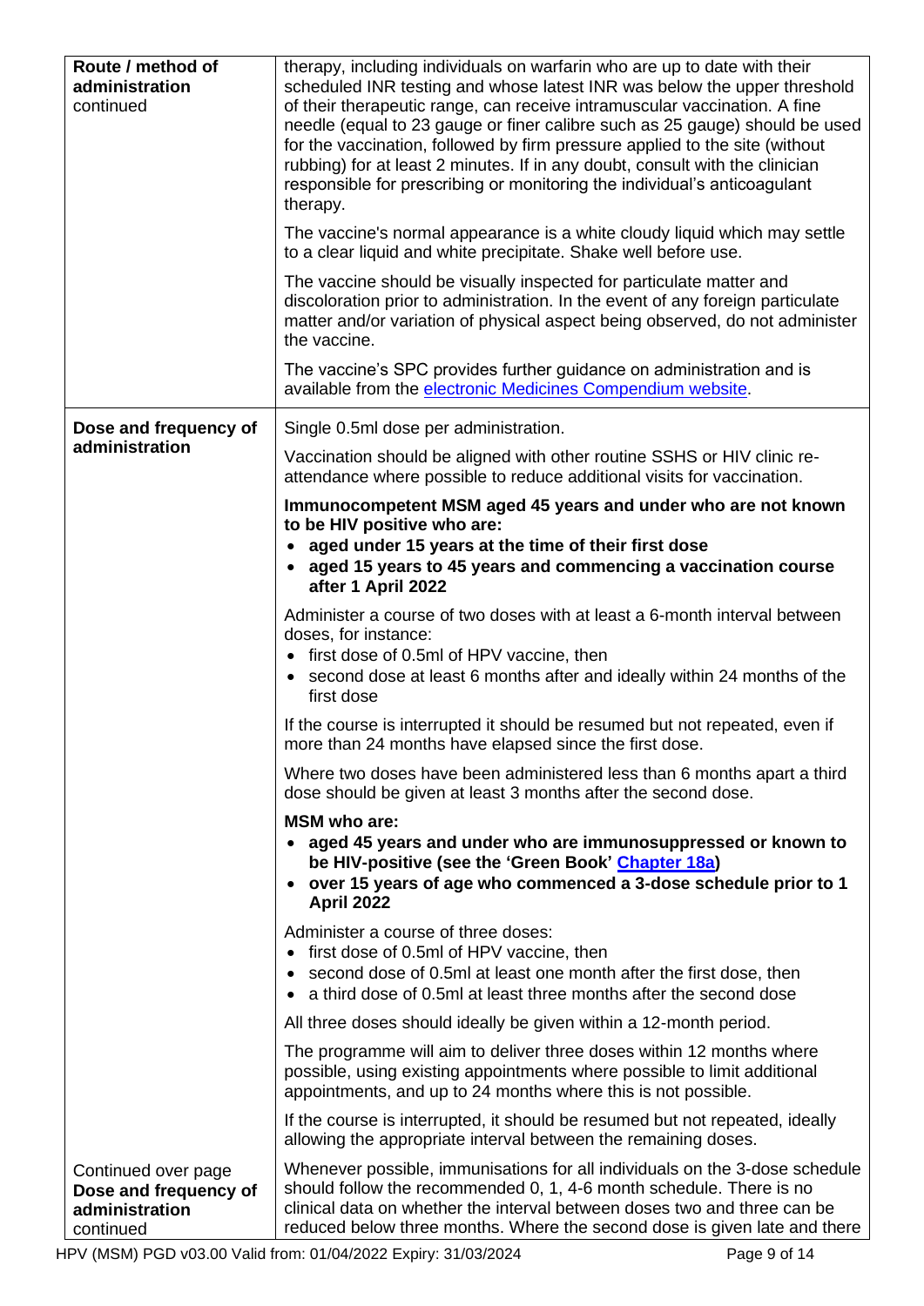| | |
|---|---|
| **Route / method of administration** continued | therapy, including individuals on warfarin who are up to date with their scheduled INR testing and whose latest INR was below the upper threshold of their therapeutic range, can receive intramuscular vaccination. A fine needle (equal to 23 gauge or finer calibre such as 25 gauge) should be used for the vaccination, followed by firm pressure applied to the site (without rubbing) for at least 2 minutes. If in any doubt, consult with the clinician responsible for prescribing or monitoring the individual's anticoagulant therapy.<br><br>The vaccine's normal appearance is a white cloudy liquid which may settle to a clear liquid and white precipitate. Shake well before use.<br><br>The vaccine should be visually inspected for particulate matter and discoloration prior to administration. In the event of any foreign particulate matter and/or variation of physical aspect being observed, do not administer the vaccine.<br><br>The vaccine's SPC provides further guidance on administration and is available from the electronic Medicines Compendium website. |
| **Dose and frequency of administration** | Single 0.5ml dose per administration.<br><br>Vaccination should be aligned with other routine SSHS or HIV clinic re-attendance where possible to reduce additional visits for vaccination.<br><br>**Immunocompetent MSM aged 45 years and under who are not known to be HIV positive who are:**<br>• **aged under 15 years at the time of their first dose**<br>• **aged 15 years to 45 years and commencing a vaccination course after 1 April 2022**<br><br>Administer a course of two doses with at least a 6-month interval between doses, for instance:<br>• first dose of 0.5ml of HPV vaccine, then<br>• second dose at least 6 months after and ideally within 24 months of the first dose<br><br>If the course is interrupted it should be resumed but not repeated, even if more than 24 months have elapsed since the first dose.<br><br>Where two doses have been administered less than 6 months apart a third dose should be given at least 3 months after the second dose.<br><br>**MSM who are:**<br>• **aged 45 years and under who are immunosuppressed or known to be HIV-positive (see the 'Green Book' Chapter 18a)**<br>• **over 15 years of age who commenced a 3-dose schedule prior to 1 April 2022**<br><br>Administer a course of three doses:<br>• first dose of 0.5ml of HPV vaccine, then<br>• second dose of 0.5ml at least one month after the first dose, then<br>• a third dose of 0.5ml at least three months after the second dose<br><br>All three doses should ideally be given within a 12-month period.<br><br>The programme will aim to deliver three doses within 12 months where possible, using existing appointments where possible to limit additional appointments, and up to 24 months where this is not possible.<br><br>If the course is interrupted, it should be resumed but not repeated, ideally allowing the appropriate interval between the remaining doses. |
| Continued over page<br>**Dose and frequency of administration** continued | Whenever possible, immunisations for all individuals on the 3-dose schedule should follow the recommended 0, 1, 4-6 month schedule. There is no clinical data on whether the interval between doses two and three can be reduced below three months. Where the second dose is given late and there |

HPV (MSM) PGD v03.00 Valid from: 01/04/2022 Expiry: 31/03/2024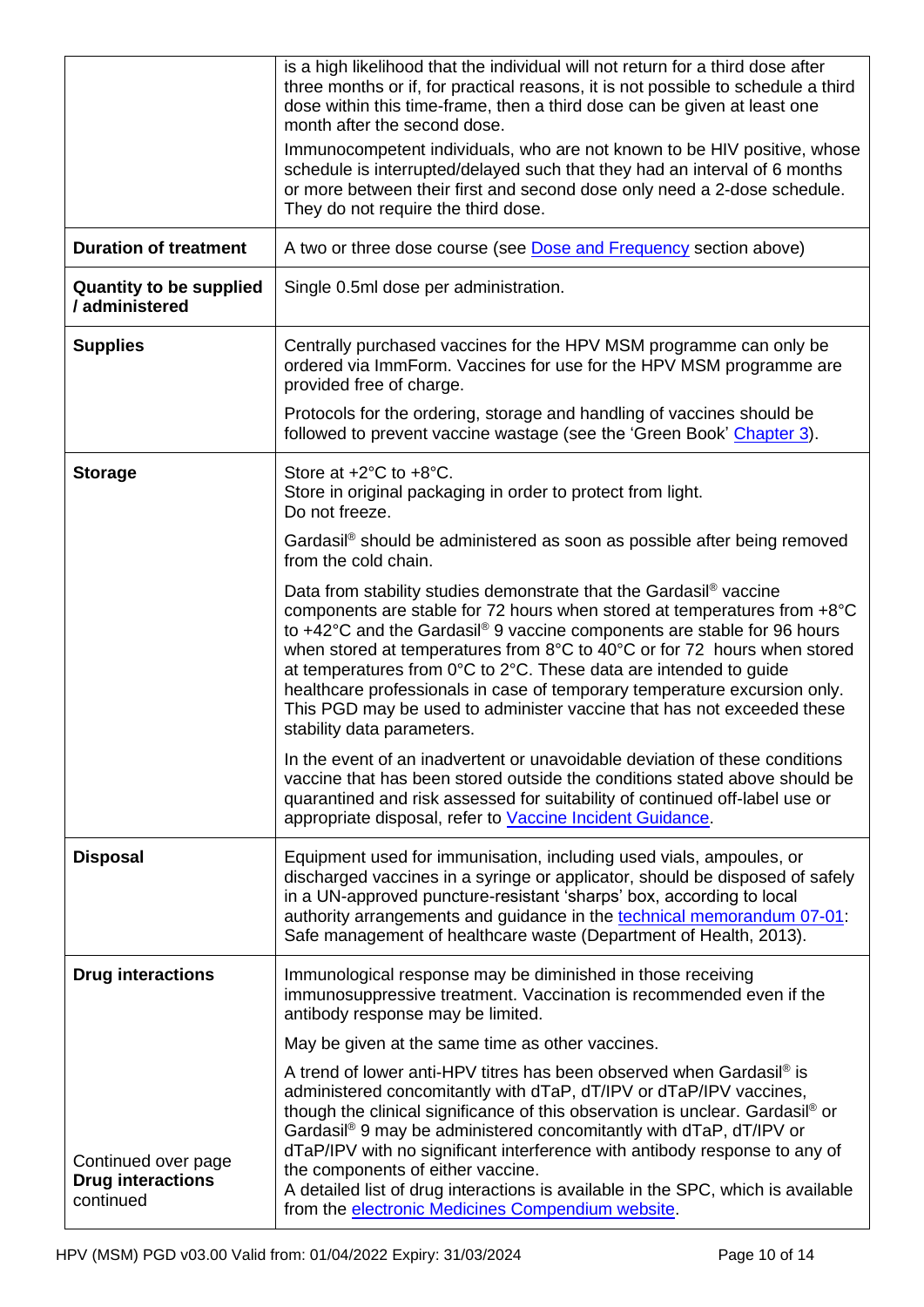| | |
|---|---|
| | is a high likelihood that the individual will not return for a third dose after three months or if, for practical reasons, it is not possible to schedule a third dose within this time-frame, then a third dose can be given at least one month after the second dose.<br><br>Immunocompetent individuals, who are not known to be HIV positive, whose schedule is interrupted/delayed such that they had an interval of 6 months or more between their first and second dose only need a 2-dose schedule. They do not require the third dose. |
| **Duration of treatment** | A two or three dose course (see Dose and Frequency section above) |
| **Quantity to be supplied / administered** | Single 0.5ml dose per administration. |
| **Supplies** | Centrally purchased vaccines for the HPV MSM programme can only be ordered via ImmForm. Vaccines for use for the HPV MSM programme are provided free of charge.<br><br>Protocols for the ordering, storage and handling of vaccines should be followed to prevent vaccine wastage (see the 'Green Book' Chapter 3). |
| **Storage** | Store at +2°C to +8°C.<br>Store in original packaging in order to protect from light.<br>Do not freeze.<br><br>Gardasil® should be administered as soon as possible after being removed from the cold chain.<br><br>Data from stability studies demonstrate that the Gardasil® vaccine components are stable for 72 hours when stored at temperatures from +8°C to +42°C and the Gardasil® 9 vaccine components are stable for 96 hours when stored at temperatures from 8°C to 40°C or for 72 hours when stored at temperatures from 0°C to 2°C. These data are intended to guide healthcare professionals in case of temporary temperature excursion only. This PGD may be used to administer vaccine that has not exceeded these stability data parameters.<br><br>In the event of an inadvertent or unavoidable deviation of these conditions vaccine that has been stored outside the conditions stated above should be quarantined and risk assessed for suitability of continued off-label use or appropriate disposal, refer to Vaccine Incident Guidance. |
| **Disposal** | Equipment used for immunisation, including used vials, ampoules, or discharged vaccines in a syringe or applicator, should be disposed of safely in a UN-approved puncture-resistant 'sharps' box, according to local authority arrangements and guidance in the technical memorandum 07-01: Safe management of healthcare waste (Department of Health, 2013). |
| **Drug interactions**<br><br>Continued over page<br>**Drug interactions** continued | Immunological response may be diminished in those receiving immunosuppressive treatment. Vaccination is recommended even if the antibody response may be limited.<br><br>May be given at the same time as other vaccines.<br><br>A trend of lower anti-HPV titres has been observed when Gardasil® is administered concomitantly with dTaP, dT/IPV or dTaP/IPV vaccines, though the clinical significance of this observation is unclear. Gardasil® or Gardasil® 9 may be administered concomitantly with dTaP, dT/IPV or dTaP/IPV with no significant interference with antibody response to any of the components of either vaccine.<br>A detailed list of drug interactions is available in the SPC, which is available from the electronic Medicines Compendium website. |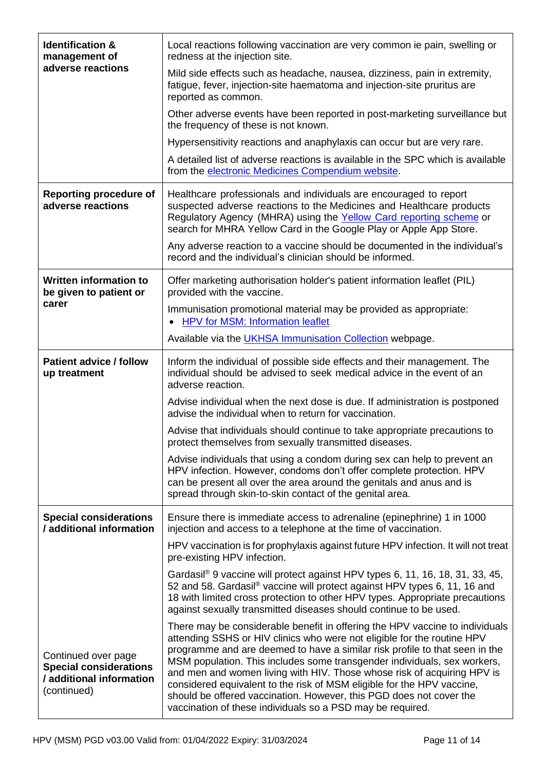| | |
|---|---|
| **Identification & management of adverse reactions** | Local reactions following vaccination are very common ie pain, swelling or redness at the injection site.<br><br>Mild side effects such as headache, nausea, dizziness, pain in extremity, fatigue, fever, injection-site haematoma and injection-site pruritus are reported as common.<br><br>Other adverse events have been reported in post-marketing surveillance but the frequency of these is not known.<br><br>Hypersensitivity reactions and anaphylaxis can occur but are very rare.<br><br>A detailed list of adverse reactions is available in the SPC which is available from the electronic Medicines Compendium website. |
| **Reporting procedure of adverse reactions** | Healthcare professionals and individuals are encouraged to report suspected adverse reactions to the Medicines and Healthcare products Regulatory Agency (MHRA) using the Yellow Card reporting scheme or search for MHRA Yellow Card in the Google Play or Apple App Store.<br><br>Any adverse reaction to a vaccine should be documented in the individual's record and the individual's clinician should be informed. |
| **Written information to be given to patient or carer** | Offer marketing authorisation holder's patient information leaflet (PIL) provided with the vaccine.<br><br>Immunisation promotional material may be provided as appropriate:<br>• HPV for MSM: Information leaflet<br><br>Available via the UKHSA Immunisation Collection webpage. |
| **Patient advice / follow up treatment** | Inform the individual of possible side effects and their management. The individual should be advised to seek medical advice in the event of an adverse reaction.<br><br>Advise individual when the next dose is due. If administration is postponed advise the individual when to return for vaccination.<br><br>Advise that individuals should continue to take appropriate precautions to protect themselves from sexually transmitted diseases.<br><br>Advise individuals that using a condom during sex can help to prevent an HPV infection. However, condoms don't offer complete protection. HPV can be present all over the area around the genitals and anus and is spread through skin-to-skin contact of the genital area. |
| **Special considerations / additional information** | Ensure there is immediate access to adrenaline (epinephrine) 1 in 1000 injection and access to a telephone at the time of vaccination.<br><br>HPV vaccination is for prophylaxis against future HPV infection. It will not treat pre-existing HPV infection.<br><br>Gardasil® 9 vaccine will protect against HPV types 6, 11, 16, 18, 31, 33, 45, 52 and 58. Gardasil® vaccine will protect against HPV types 6, 11, 16 and 18 with limited cross protection to other HPV types. Appropriate precautions against sexually transmitted diseases should continue to be used. |
| Continued over page<br>**Special considerations / additional information** (continued) | There may be considerable benefit in offering the HPV vaccine to individuals attending SSHS or HIV clinics who were not eligible for the routine HPV programme and are deemed to have a similar risk profile to that seen in the MSM population. This includes some transgender individuals, sex workers, and men and women living with HIV. Those whose risk of acquiring HPV is considered equivalent to the risk of MSM eligible for the HPV vaccine, should be offered vaccination. However, this PGD does not cover the vaccination of these individuals so a PSD may be required. |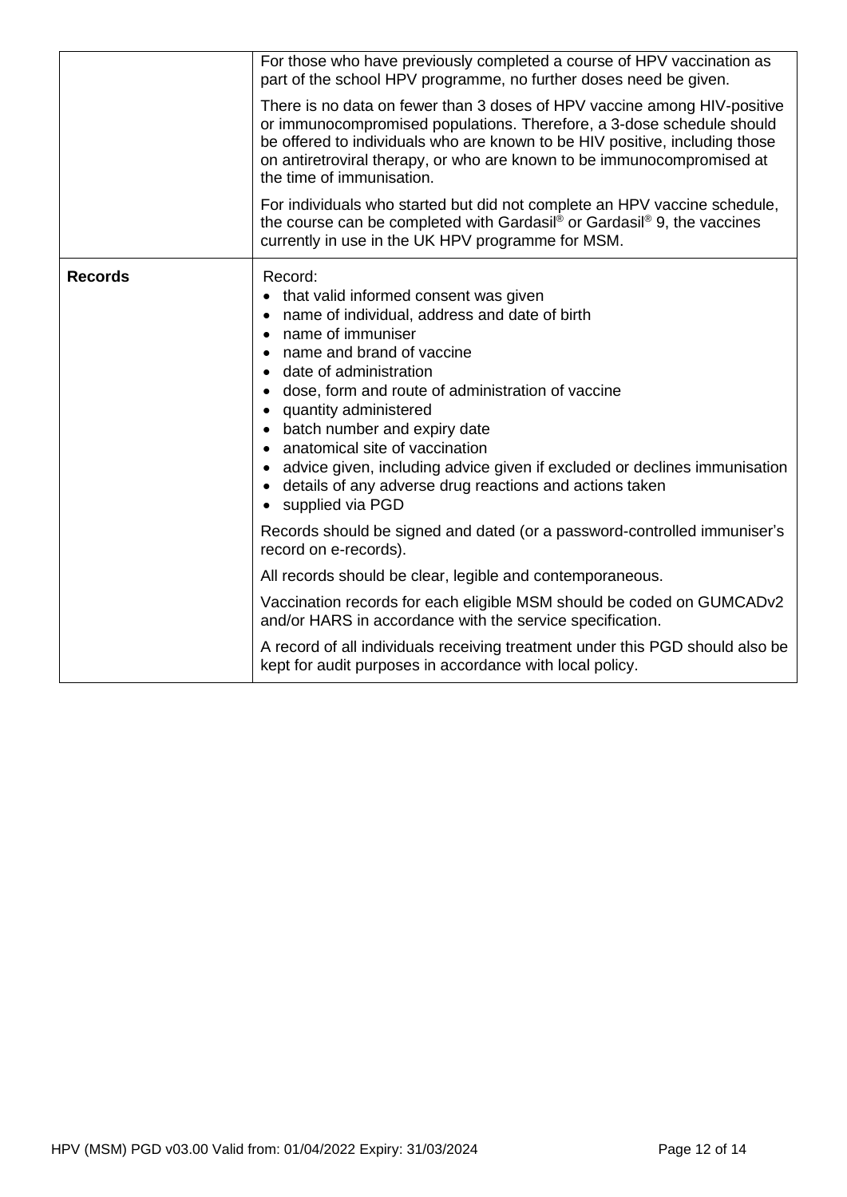| | |
|---|---|
| | For those who have previously completed a course of HPV vaccination as part of the school HPV programme, no further doses need be given.<br><br>There is no data on fewer than 3 doses of HPV vaccine among HIV-positive or immunocompromised populations. Therefore, a 3-dose schedule should be offered to individuals who are known to be HIV positive, including those on antiretroviral therapy, or who are known to be immunocompromised at the time of immunisation.<br><br>For individuals who started but did not complete an HPV vaccine schedule, the course can be completed with Gardasil® or Gardasil® 9, the vaccines currently in use in the UK HPV programme for MSM. |
| **Records** | Record:<br>• that valid informed consent was given<br>• name of individual, address and date of birth<br>• name of immuniser<br>• name and brand of vaccine<br>• date of administration<br>• dose, form and route of administration of vaccine<br>• quantity administered<br>• batch number and expiry date<br>• anatomical site of vaccination<br>• advice given, including advice given if excluded or declines immunisation<br>• details of any adverse drug reactions and actions taken<br>• supplied via PGD<br><br>Records should be signed and dated (or a password-controlled immuniser's record on e-records).<br><br>All records should be clear, legible and contemporaneous.<br><br>Vaccination records for each eligible MSM should be coded on GUMCADv2 and/or HARS in accordance with the service specification.<br><br>A record of all individuals receiving treatment under this PGD should also be kept for audit purposes in accordance with local policy. |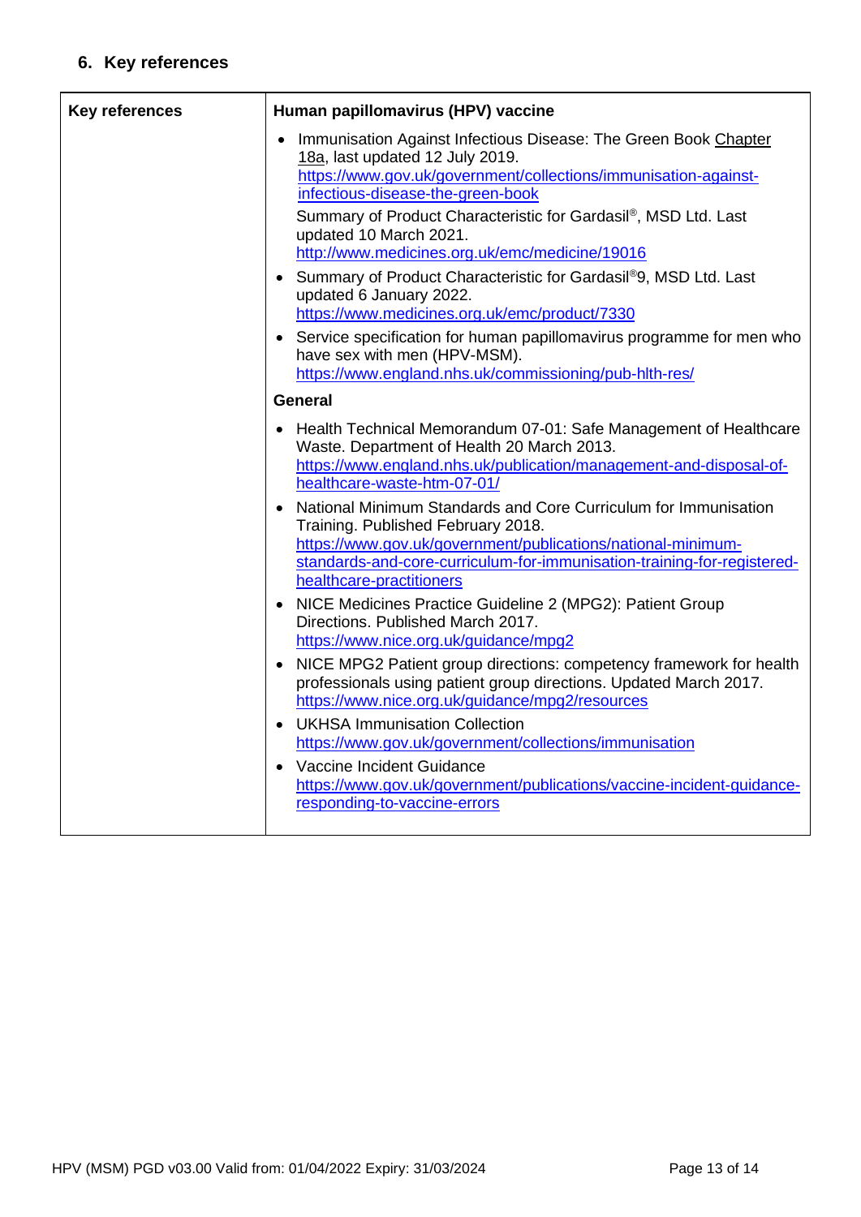## 6. Key references

| Key references | Human papillomavirus (HPV) vaccine |
|---|---|
| | • Immunisation Against Infectious Disease: The Green Book Chapter 18a, last updated 12 July 2019. https://www.gov.uk/government/collections/immunisation-against-infectious-disease-the-green-book<br>Summary of Product Characteristic for Gardasil®, MSD Ltd. Last updated 10 March 2021. http://www.medicines.org.uk/emc/medicine/19016<br>• Summary of Product Characteristic for Gardasil®9, MSD Ltd. Last updated 6 January 2022. https://www.medicines.org.uk/emc/product/7330<br>• Service specification for human papillomavirus programme for men who have sex with men (HPV-MSM). https://www.england.nhs.uk/commissioning/pub-hlth-res/ |
| | **General** |
| | • Health Technical Memorandum 07-01: Safe Management of Healthcare Waste. Department of Health 20 March 2013. https://www.england.nhs.uk/publication/management-and-disposal-of-healthcare-waste-htm-07-01/<br>• National Minimum Standards and Core Curriculum for Immunisation Training. Published February 2018. https://www.gov.uk/government/publications/national-minimum-standards-and-core-curriculum-for-immunisation-training-for-registered-healthcare-practitioners<br>• NICE Medicines Practice Guideline 2 (MPG2): Patient Group Directions. Published March 2017. https://www.nice.org.uk/guidance/mpg2<br>• NICE MPG2 Patient group directions: competency framework for health professionals using patient group directions. Updated March 2017. https://www.nice.org.uk/guidance/mpg2/resources<br>• UKHSA Immunisation Collection https://www.gov.uk/government/collections/immunisation<br>• Vaccine Incident Guidance https://www.gov.uk/government/publications/vaccine-incident-guidance-responding-to-vaccine-errors |

HPV (MSM) PGD v03.00 Valid from: 01/04/2022 Expiry: 31/03/2024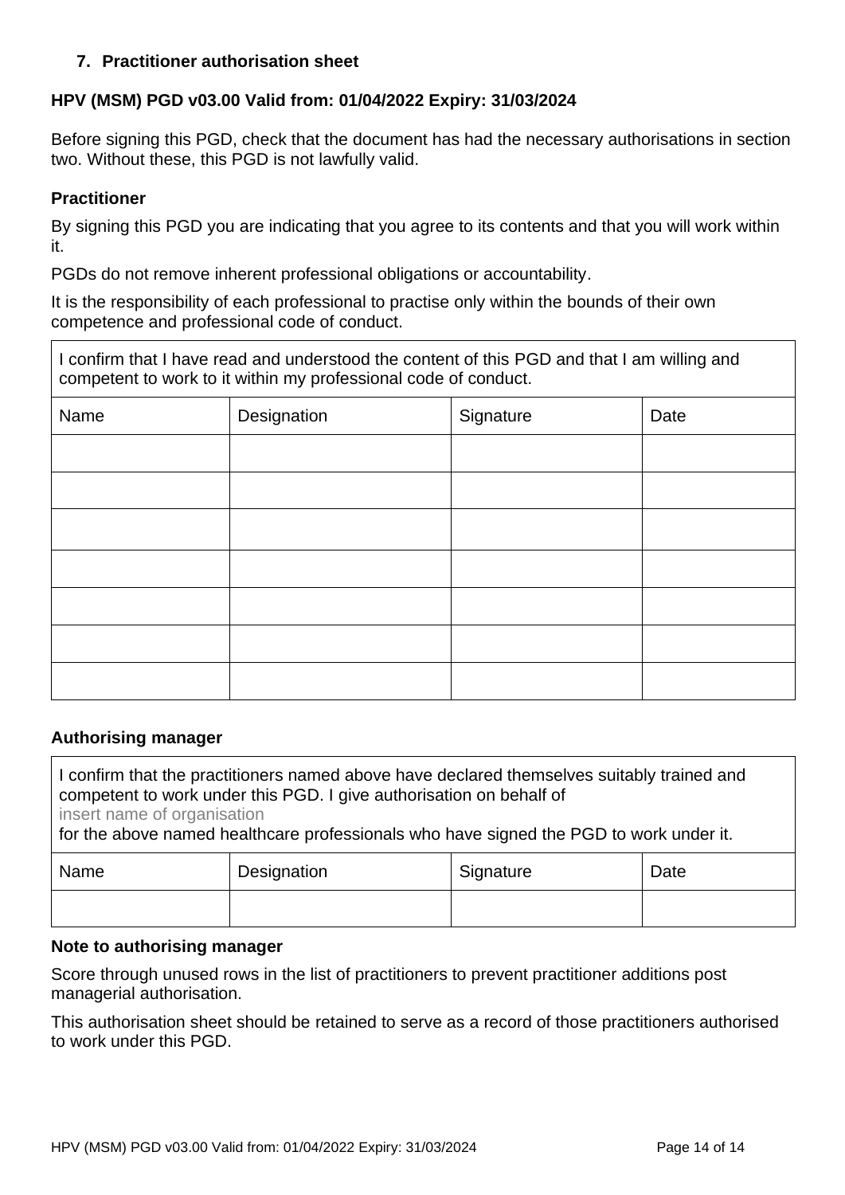## 7. Practitioner authorisation sheet

**HPV (MSM) PGD v03.00 Valid from: 01/04/2022 Expiry: 31/03/2024**

Before signing this PGD, check that the document has had the necessary authorisations in section two. Without these, this PGD is not lawfully valid.

### Practitioner

By signing this PGD you are indicating that you agree to its contents and that you will work within it.

PGDs do not remove inherent professional obligations or accountability.

It is the responsibility of each professional to practise only within the bounds of their own competence and professional code of conduct.

| I confirm that I have read and understood the content of this PGD and that I am willing and competent to work to it within my professional code of conduct. | | | |
|---|---|---|---|
| Name | Designation | Signature | Date |
| | | | |
| | | | |
| | | | |
| | | | |
| | | | |
| | | | |
| | | | |

### Authorising manager

| I confirm that the practitioners named above have declared themselves suitably trained and competent to work under this PGD. I give authorisation on behalf of insert name of organisation for the above named healthcare professionals who have signed the PGD to work under it. | | | |
|---|---|---|---|
| Name | Designation | Signature | Date |
| | | | |

### Note to authorising manager

Score through unused rows in the list of practitioners to prevent practitioner additions post managerial authorisation.

This authorisation sheet should be retained to serve as a record of those practitioners authorised to work under this PGD.